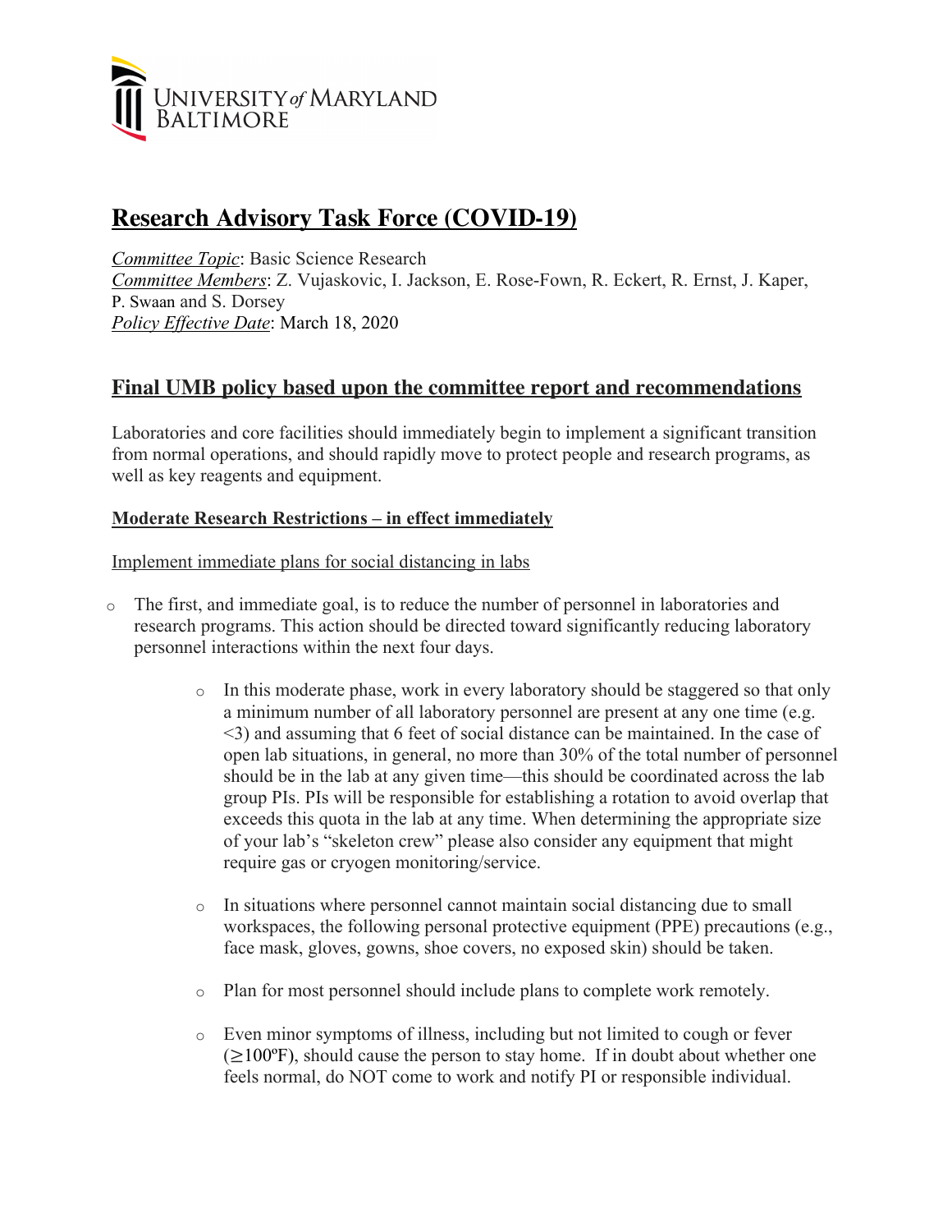# Research Advisory Task Force (COVID-19)

*Committee Topic*: Basic Science Research
*Committee Members*: Z. Vujaskovic, I. Jackson, E. Rose-Fown, R. Eckert, R. Ernst, J. Kaper, P. Swaan and S. Dorsey
*Policy Effective Date*: March 18, 2020

## Final UMB policy based upon the committee report and recommendations

Laboratories and core facilities should immediately begin to implement a significant transition from normal operations, and should rapidly move to protect people and research programs, as well as key reagents and equipment.

**Moderate Research Restrictions – in effect immediately**

Implement immediate plans for social distancing in labs

- The first, and immediate goal, is to reduce the number of personnel in laboratories and research programs. This action should be directed toward significantly reducing laboratory personnel interactions within the next four days.
  - In this moderate phase, work in every laboratory should be staggered so that only a minimum number of all laboratory personnel are present at any one time (e.g. <3) and assuming that 6 feet of social distance can be maintained. In the case of open lab situations, in general, no more than 30% of the total number of personnel should be in the lab at any given time—this should be coordinated across the lab group PIs. PIs will be responsible for establishing a rotation to avoid overlap that exceeds this quota in the lab at any time. When determining the appropriate size of your lab's "skeleton crew" please also consider any equipment that might require gas or cryogen monitoring/service.
  - In situations where personnel cannot maintain social distancing due to small workspaces, the following personal protective equipment (PPE) precautions (e.g., face mask, gloves, gowns, shoe covers, no exposed skin) should be taken.
  - Plan for most personnel should include plans to complete work remotely.
  - Even minor symptoms of illness, including but not limited to cough or fever (≥100ºF), should cause the person to stay home. If in doubt about whether one feels normal, do NOT come to work and notify PI or responsible individual.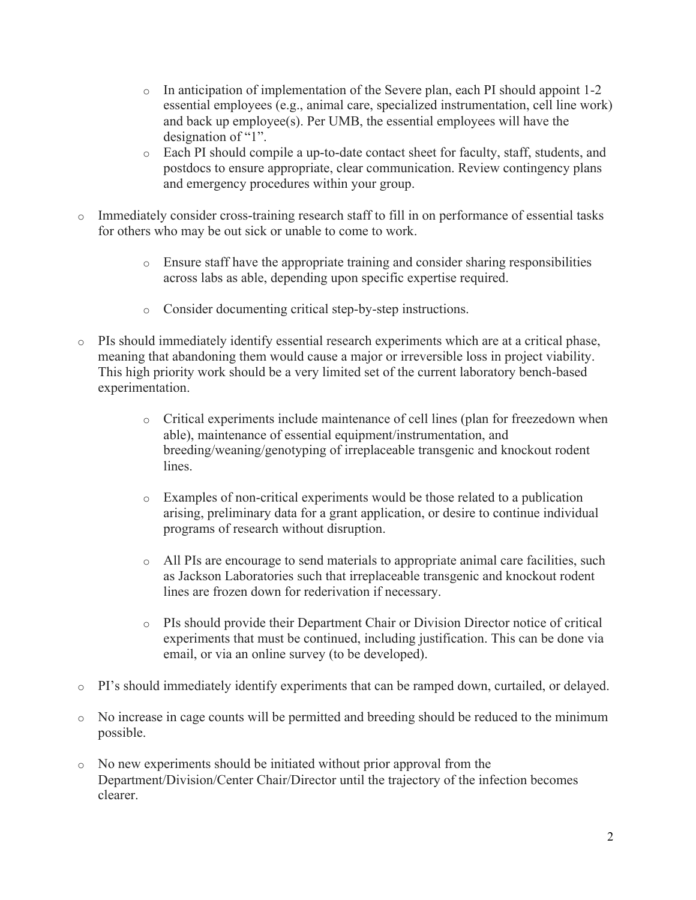- In anticipation of implementation of the Severe plan, each PI should appoint 1-2 essential employees (e.g., animal care, specialized instrumentation, cell line work) and back up employee(s). Per UMB, the essential employees will have the designation of "1".
  - Each PI should compile a up-to-date contact sheet for faculty, staff, students, and postdocs to ensure appropriate, clear communication. Review contingency plans and emergency procedures within your group.

- Immediately consider cross-training research staff to fill in on performance of essential tasks for others who may be out sick or unable to come to work.

  - Ensure staff have the appropriate training and consider sharing responsibilities across labs as able, depending upon specific expertise required.

  - Consider documenting critical step-by-step instructions.

- PIs should immediately identify essential research experiments which are at a critical phase, meaning that abandoning them would cause a major or irreversible loss in project viability. This high priority work should be a very limited set of the current laboratory bench-based experimentation.

  - Critical experiments include maintenance of cell lines (plan for freezedown when able), maintenance of essential equipment/instrumentation, and breeding/weaning/genotyping of irreplaceable transgenic and knockout rodent lines.

  - Examples of non-critical experiments would be those related to a publication arising, preliminary data for a grant application, or desire to continue individual programs of research without disruption.

  - All PIs are encourage to send materials to appropriate animal care facilities, such as Jackson Laboratories such that irreplaceable transgenic and knockout rodent lines are frozen down for rederivation if necessary.

  - PIs should provide their Department Chair or Division Director notice of critical experiments that must be continued, including justification. This can be done via email, or via an online survey (to be developed).

- PI's should immediately identify experiments that can be ramped down, curtailed, or delayed.

- No increase in cage counts will be permitted and breeding should be reduced to the minimum possible.

- No new experiments should be initiated without prior approval from the Department/Division/Center Chair/Director until the trajectory of the infection becomes clearer.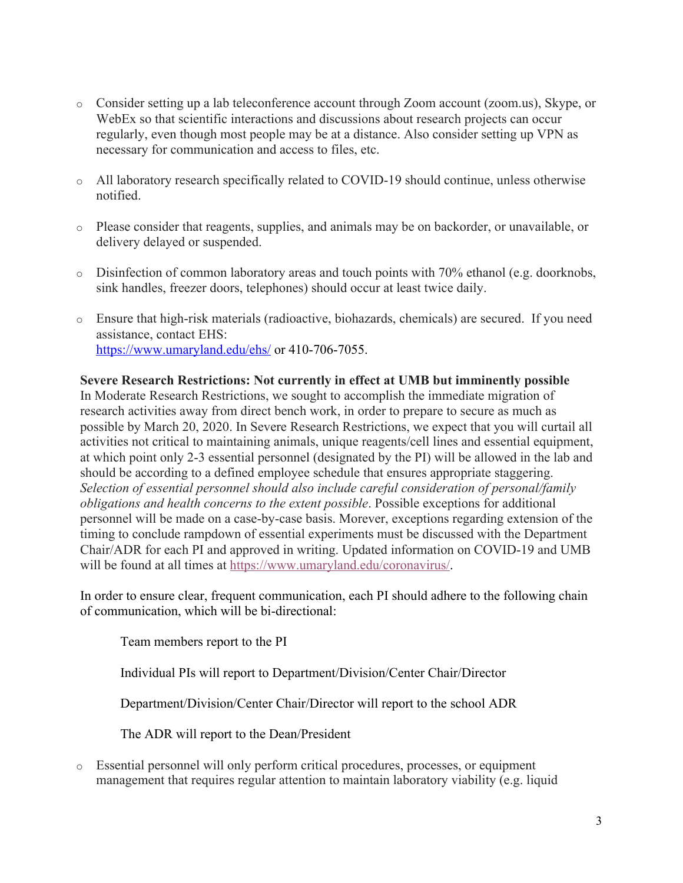- Consider setting up a lab teleconference account through Zoom account (zoom.us), Skype, or WebEx so that scientific interactions and discussions about research projects can occur regularly, even though most people may be at a distance. Also consider setting up VPN as necessary for communication and access to files, etc.

- All laboratory research specifically related to COVID-19 should continue, unless otherwise notified.

- Please consider that reagents, supplies, and animals may be on backorder, or unavailable, or delivery delayed or suspended.

- Disinfection of common laboratory areas and touch points with 70% ethanol (e.g. doorknobs, sink handles, freezer doors, telephones) should occur at least twice daily.

- Ensure that high-risk materials (radioactive, biohazards, chemicals) are secured. If you need assistance, contact EHS: [https://www.umaryland.edu/ehs/](https://www.umaryland.edu/ehs/) or 410-706-7055.

**Severe Research Restrictions: Not currently in effect at UMB but imminently possible**
In Moderate Research Restrictions, we sought to accomplish the immediate migration of research activities away from direct bench work, in order to prepare to secure as much as possible by March 20, 2020. In Severe Research Restrictions, we expect that you will curtail all activities not critical to maintaining animals, unique reagents/cell lines and essential equipment, at which point only 2-3 essential personnel (designated by the PI) will be allowed in the lab and should be according to a defined employee schedule that ensures appropriate staggering. *Selection of essential personnel should also include careful consideration of personal/family obligations and health concerns to the extent possible*. Possible exceptions for additional personnel will be made on a case-by-case basis. Morever, exceptions regarding extension of the timing to conclude rampdown of essential experiments must be discussed with the Department Chair/ADR for each PI and approved in writing. Updated information on COVID-19 and UMB will be found at all times at [https://www.umaryland.edu/coronavirus/](https://www.umaryland.edu/coronavirus/).

In order to ensure clear, frequent communication, each PI should adhere to the following chain of communication, which will be bi-directional:

Team members report to the PI

Individual PIs will report to Department/Division/Center Chair/Director

Department/Division/Center Chair/Director will report to the school ADR

The ADR will report to the Dean/President

- Essential personnel will only perform critical procedures, processes, or equipment management that requires regular attention to maintain laboratory viability (e.g. liquid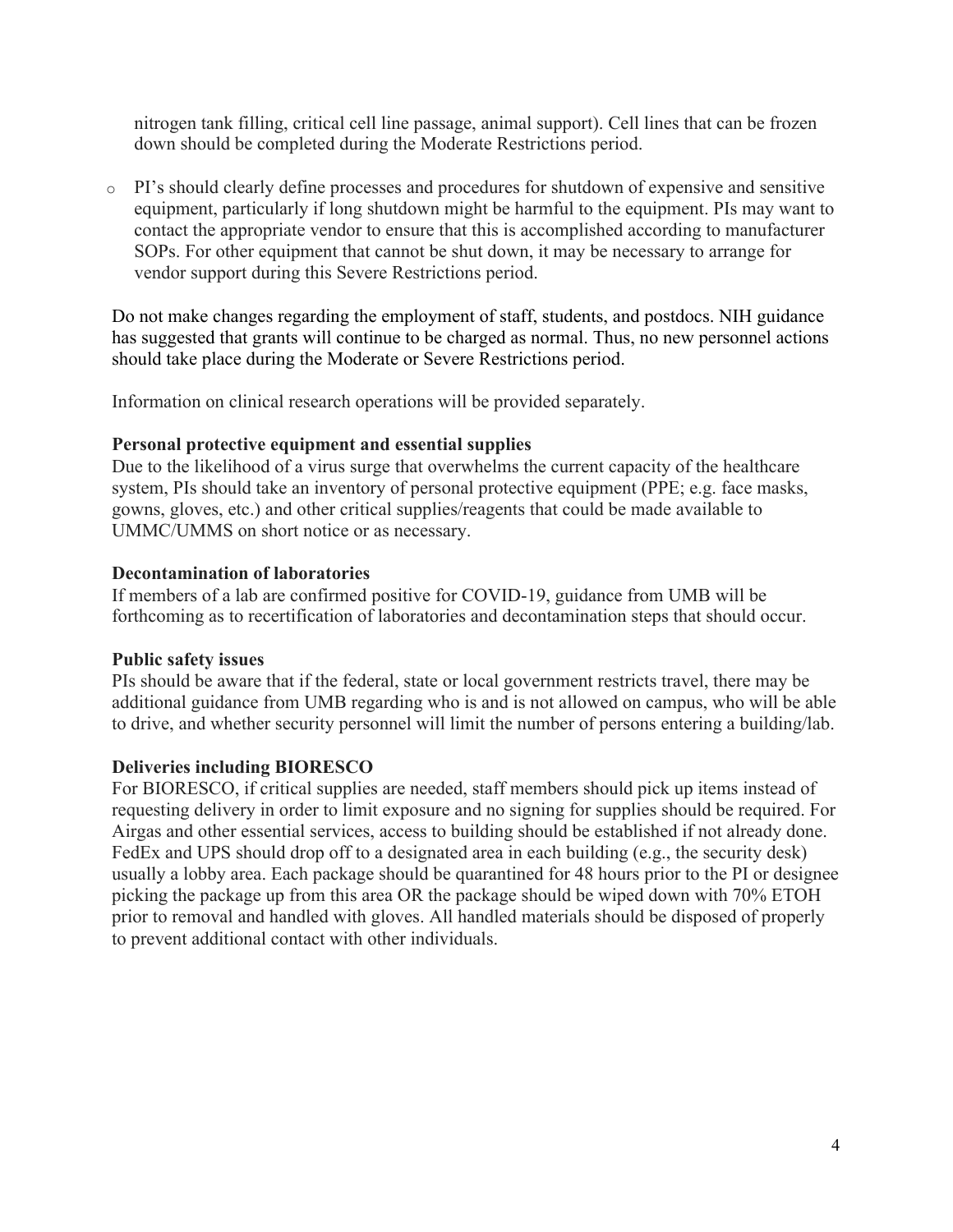nitrogen tank filling, critical cell line passage, animal support). Cell lines that can be frozen down should be completed during the Moderate Restrictions period.

- PI's should clearly define processes and procedures for shutdown of expensive and sensitive equipment, particularly if long shutdown might be harmful to the equipment. PIs may want to contact the appropriate vendor to ensure that this is accomplished according to manufacturer SOPs. For other equipment that cannot be shut down, it may be necessary to arrange for vendor support during this Severe Restrictions period.

Do not make changes regarding the employment of staff, students, and postdocs. NIH guidance has suggested that grants will continue to be charged as normal. Thus, no new personnel actions should take place during the Moderate or Severe Restrictions period.

Information on clinical research operations will be provided separately.

**Personal protective equipment and essential supplies**

Due to the likelihood of a virus surge that overwhelms the current capacity of the healthcare system, PIs should take an inventory of personal protective equipment (PPE; e.g. face masks, gowns, gloves, etc.) and other critical supplies/reagents that could be made available to UMMC/UMMS on short notice or as necessary.

**Decontamination of laboratories**

If members of a lab are confirmed positive for COVID-19, guidance from UMB will be forthcoming as to recertification of laboratories and decontamination steps that should occur.

**Public safety issues**

PIs should be aware that if the federal, state or local government restricts travel, there may be additional guidance from UMB regarding who is and is not allowed on campus, who will be able to drive, and whether security personnel will limit the number of persons entering a building/lab.

**Deliveries including BIORESCO**

For BIORESCO, if critical supplies are needed, staff members should pick up items instead of requesting delivery in order to limit exposure and no signing for supplies should be required. For Airgas and other essential services, access to building should be established if not already done. FedEx and UPS should drop off to a designated area in each building (e.g., the security desk) usually a lobby area. Each package should be quarantined for 48 hours prior to the PI or designee picking the package up from this area OR the package should be wiped down with 70% ETOH prior to removal and handled with gloves. All handled materials should be disposed of properly to prevent additional contact with other individuals.